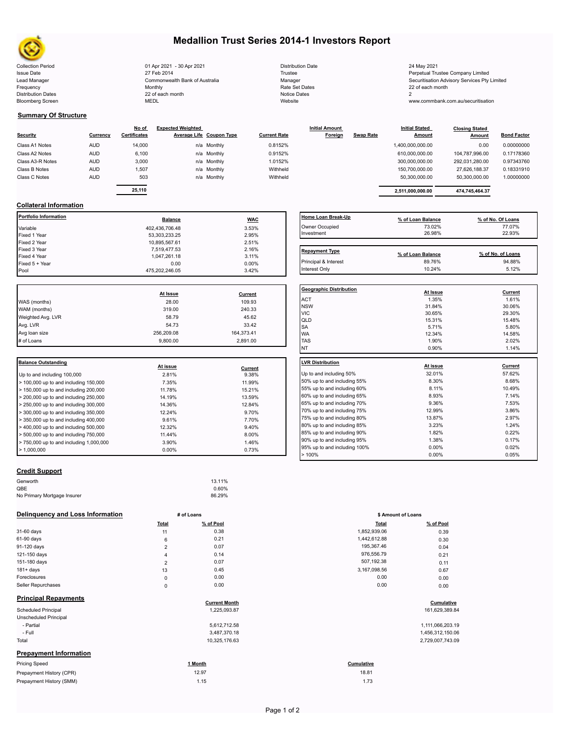# Medallion Trust Series 2014-1 Investors Report

| | | | |
|---|---|---|---|
| Collection Period | 01 Apr 2021 - 30 Apr 2021 | Distribution Date | 24 May 2021 |
| Issue Date | 27 Feb 2014 | Trustee | Perpetual Trustee Company Limited |
| Lead Manager | Commonwealth Bank of Australia | Manager | Securitisation Advisory Services Pty Limited |
| Frequency | Monthly | Rate Set Dates | 22 of each month |
| Distribution Dates | 22 of each month | Notice Dates | 2 |
| Bloomberg Screen | MEDL | Website | www.commbank.com.au/securitisation |

## Summary Of Structure

| Security | Currency | No of Certificates | Expected Weighted Average Life | Coupon Type | Current Rate | Initial Amount Foreign | Swap Rate | Initial Stated Amount | Closing Stated Amount | Bond Factor |
|---|---|---|---|---|---|---|---|---|---|---|
| Class A1 Notes | AUD | 14,000 | n/a | Monthly | 0.8152% | | | 1,400,000,000.00 | 0.00 | 0.00000000 |
| Class A2 Notes | AUD | 6,100 | n/a | Monthly | 0.9152% | | | 610,000,000.00 | 104,787,996.00 | 0.17178360 |
| Class A3-R Notes | AUD | 3,000 | n/a | Monthly | 1.0152% | | | 300,000,000.00 | 292,031,280.00 | 0.97343760 |
| Class B Notes | AUD | 1,507 | n/a | Monthly | Withheld | | | 150,700,000.00 | 27,626,188.37 | 0.18331910 |
| Class C Notes | AUD | 503 | n/a | Monthly | Withheld | | | 50,300,000.00 | 50,300,000.00 | 1.00000000 |
| | | 25,110 | | | | | | 2,511,000,000.00 | 474,745,464.37 | |

## Collateral Information

| Portfolio Information | Balance | WAC |
|---|---|---|
| Variable | 402,436,706.48 | 3.53% |
| Fixed 1 Year | 53,303,233.25 | 2.95% |
| Fixed 2 Year | 10,895,567.61 | 2.51% |
| Fixed 3 Year | 7,519,477.53 | 2.16% |
| Fixed 4 Year | 1,047,261.18 | 3.11% |
| Fixed 5 + Year | 0.00 | 0.00% |
| Pool | 475,202,246.05 | 3.42% |

| Home Loan Break-Up | % of Loan Balance | % of No. Of Loans |
|---|---|---|
| Owner Occupied | 73.02% | 77.07% |
| Investment | 26.98% | 22.93% |

| Repayment Type | % of Loan Balance | % of No. of Loans |
|---|---|---|
| Principal & Interest | 89.76% | 94.88% |
| Interest Only | 10.24% | 5.12% |

| | At Issue | Current |
|---|---|---|
| WAS (months) | 28.00 | 109.93 |
| WAM (months) | 319.00 | 240.33 |
| Weighted Avg. LVR | 58.79 | 45.62 |
| Avg. LVR | 54.73 | 33.42 |
| Avg loan size | 256,209.08 | 164,373.41 |
| # of Loans | 9,800.00 | 2,891.00 |

| Geographic Distribution | At Issue | Current |
|---|---|---|
| ACT | 1.35% | 1.61% |
| NSW | 31.84% | 30.06% |
| VIC | 30.65% | 29.30% |
| QLD | 15.31% | 15.48% |
| SA | 5.71% | 5.80% |
| WA | 12.34% | 14.58% |
| TAS | 1.90% | 2.02% |
| NT | 0.90% | 1.14% |

| Balance Outstanding | At issue | Current |
|---|---|---|
| Up to and including 100,000 | 2.81% | 9.38% |
| > 100,000 up to and including 150,000 | 7.35% | 11.99% |
| > 150,000 up to and including 200,000 | 11.78% | 15.21% |
| > 200,000 up to and including 250,000 | 14.19% | 13.59% |
| > 250,000 up to and including 300,000 | 14.36% | 12.84% |
| > 300,000 up to and including 350,000 | 12.24% | 9.70% |
| > 350,000 up to and including 400,000 | 9.61% | 7.70% |
| > 400,000 up to and including 500,000 | 12.32% | 9.40% |
| > 500,000 up to and including 750,000 | 11.44% | 8.00% |
| > 750,000 up to and including 1,000,000 | 3.90% | 1.46% |
| > 1,000,000 | 0.00% | 0.73% |

| LVR Distribution | At issue | Current |
|---|---|---|
| Up to and including 50% | 32.01% | 57.62% |
| 50% up to and including 55% | 8.30% | 8.68% |
| 55% up to and including 60% | 8.11% | 10.49% |
| 60% up to and including 65% | 8.93% | 7.14% |
| 65% up to and including 70% | 9.36% | 7.53% |
| 70% up to and including 75% | 12.99% | 3.86% |
| 75% up to and including 80% | 13.87% | 2.97% |
| 80% up to and including 85% | 3.23% | 1.24% |
| 85% up to and including 90% | 1.82% | 0.22% |
| 90% up to and including 95% | 1.38% | 0.17% |
| 95% up to and including 100% | 0.00% | 0.02% |
| > 100% | 0.00% | 0.05% |

## Credit Support

| | |
|---|---|
| Genworth | 13.11% |
| QBE | 0.60% |
| No Primary Mortgage Insurer | 86.29% |

## Delinquency and Loss Information

| | # of Loans | | $ Amount of Loans | |
|---|---|---|---|---|
| | Total | % of Pool | Total | % of Pool |
| 31-60 days | 11 | 0.38 | 1,852,939.06 | 0.39 |
| 61-90 days | 6 | 0.21 | 1,442,612.88 | 0.30 |
| 91-120 days | 2 | 0.07 | 195,367.46 | 0.04 |
| 121-150 days | 4 | 0.14 | 976,556.79 | 0.21 |
| 151-180 days | 2 | 0.07 | 507,192.38 | 0.11 |
| 181+ days | 13 | 0.45 | 3,167,098.56 | 0.67 |
| Foreclosures | 0 | 0.00 | 0.00 | 0.00 |
| Seller Repurchases | 0 | 0.00 | 0.00 | 0.00 |

## Principal Repayments

| | Current Month | Cumulative |
|---|---|---|
| Scheduled Principal | 1,225,093.87 | 161,629,389.84 |
| Unscheduled Principal | | |
| - Partial | 5,612,712.58 | 1,111,066,203.19 |
| - Full | 3,487,370.18 | 1,456,312,150.06 |
| Total | 10,325,176.63 | 2,729,007,743.09 |

## Prepayment Information

| Pricing Speed | 1 Month | Cumulative |
|---|---|---|
| Prepayment History (CPR) | 12.97 | 18.81 |
| Prepayment History (SMM) | 1.15 | 1.73 |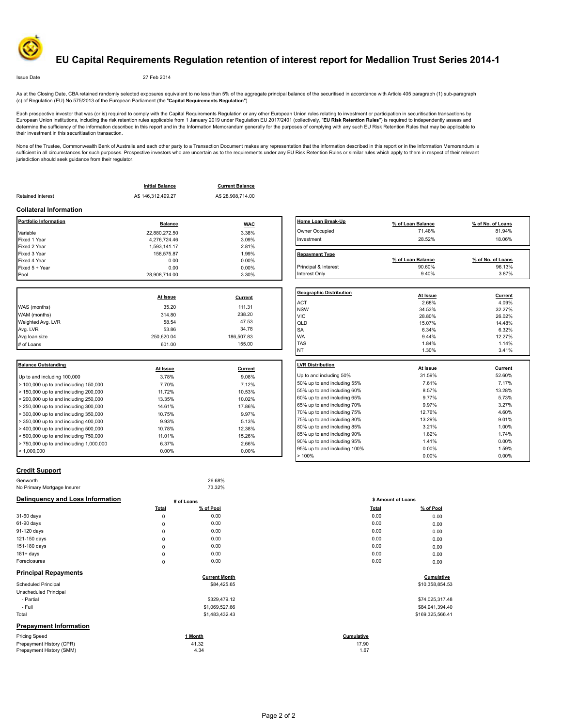# EU Capital Requirements Regulation retention of interest report for Medallion Trust Series 2014-1

Issue Date 27 Feb 2014

As at the Closing Date, CBA retained randomly selected exposures equivalent to no less than 5% of the aggregate principal balance of the securitised in accordance with Article 405 paragraph (1) sub-paragraph (c) of Regulation (EU) No 575/2013 of the European Parliament (the "**Capital Requirements Regulation**").

Each prospective investor that was (or is) required to comply with the Capital Requirements Regulation or any other European Union rules relating to investment or participation in securitisation transactions by European Union institutions, including the risk retention rules applicable from 1 January 2019 under Regulation EU 2017/2401 (collectively, "**EU Risk Retention Rules**") is required to independently assess and determine the sufficiency of the information described in this report and in the Information Memorandum generally for the purposes of complying with any such EU Risk Retention Rules that may be applicable to their investment in this securitisation transaction.

None of the Trustee, Commonwealth Bank of Australia and each other party to a Transaction Document makes any representation that the information described in this report or in the Information Memorandum is sufficient in all circumstances for such purposes. Prospective investors who are uncertain as to the requirements under any EU Risk Retention Rules or similar rules which apply to them in respect of their relevant jurisdiction should seek guidance from their regulator.

| | Initial Balance | Current Balance |
|---|---|---|
| Retained Interest | A$ 146,312,499.27 | A$ 28,908,714.00 |

## Collateral Information

| Portfolio Information | Balance | WAC |
|---|---|---|
| Variable | 22,880,272.50 | 3.38% |
| Fixed 1 Year | 4,276,724.46 | 3.09% |
| Fixed 2 Year | 1,593,141.17 | 2.81% |
| Fixed 3 Year | 158,575.87 | 1.99% |
| Fixed 4 Year | 0.00 | 0.00% |
| Fixed 5 + Year | 0.00 | 0.00% |
| Pool | 28,908,714.00 | 3.30% |

| | At Issue | Current |
|---|---|---|
| WAS (months) | 35.20 | 111.31 |
| WAM (months) | 314.80 | 238.20 |
| Weighted Avg. LVR | 58.54 | 47.53 |
| Avg. LVR | 53.86 | 34.78 |
| Avg loan size | 250,620.04 | 186,507.83 |
| # of Loans | 601.00 | 155.00 |

| Balance Outstanding | At Issue | Current |
|---|---|---|
| Up to and including 100,000 | 3.78% | 9.08% |
| > 100,000 up to and including 150,000 | 7.70% | 7.12% |
| > 150,000 up to and including 200,000 | 11.72% | 10.53% |
| > 200,000 up to and including 250,000 | 13.35% | 10.02% |
| > 250,000 up to and including 300,000 | 14.61% | 17.86% |
| > 300,000 up to and including 350,000 | 10.75% | 9.97% |
| > 350,000 up to and including 400,000 | 9.93% | 5.13% |
| > 400,000 up to and including 500,000 | 10.78% | 12.38% |
| > 500,000 up to and including 750,000 | 11.01% | 15.26% |
| > 750,000 up to and including 1,000,000 | 6.37% | 2.66% |
| > 1,000,000 | 0.00% | 0.00% |

| Home Loan Break-Up | % of Loan Balance | % of No. of Loans |
|---|---|---|
| Owner Occupied | 71.48% | 81.94% |
| Investment | 28.52% | 18.06% |

| Repayment Type | % of Loan Balance | % of No. of Loans |
|---|---|---|
| Principal & Interest | 90.60% | 96.13% |
| Interest Only | 9.40% | 3.87% |

| Geographic Distribution | At Issue | Current |
|---|---|---|
| ACT | 2.68% | 4.09% |
| NSW | 34.53% | 32.27% |
| VIC | 28.80% | 26.02% |
| QLD | 15.07% | 14.48% |
| SA | 6.34% | 6.32% |
| WA | 9.44% | 12.27% |
| TAS | 1.84% | 1.14% |
| NT | 1.30% | 3.41% |

| LVR Distribution | At Issue | Current |
|---|---|---|
| Up to and including 50% | 31.59% | 52.60% |
| 50% up to and including 55% | 7.61% | 7.17% |
| 55% up to and including 60% | 8.57% | 13.28% |
| 60% up to and including 65% | 9.77% | 5.73% |
| 65% up to and including 70% | 9.97% | 3.27% |
| 70% up to and including 75% | 12.76% | 4.60% |
| 75% up to and including 80% | 13.29% | 9.01% |
| 80% up to and including 85% | 3.21% | 1.00% |
| 85% up to and including 90% | 1.82% | 1.74% |
| 90% up to and including 95% | 1.41% | 0.00% |
| 95% up to and including 100% | 0.00% | 1.59% |
| > 100% | 0.00% | 0.00% |

## Credit Support

| | |
|---|---|
| Genworth | 26.68% |
| No Primary Mortgage Insurer | 73.32% |

## Delinquency and Loss Information

| | # of Loans Total | # of Loans % of Pool | \$ Amount of Loans Total | \$ Amount of Loans % of Pool |
|---|---|---|---|---|
| 31-60 days | 0 | 0.00 | 0.00 | 0.00 |
| 61-90 days | 0 | 0.00 | 0.00 | 0.00 |
| 91-120 days | 0 | 0.00 | 0.00 | 0.00 |
| 121-150 days | 0 | 0.00 | 0.00 | 0.00 |
| 151-180 days | 0 | 0.00 | 0.00 | 0.00 |
| 181+ days | 0 | 0.00 | 0.00 | 0.00 |
| Foreclosures | 0 | 0.00 | 0.00 | 0.00 |

## Principal Repayments

| | Current Month | Cumulative |
|---|---|---|
| Scheduled Principal | $84,425.65 | $10,358,854.53 |
| Unscheduled Principal | | |
| - Partial | $329,479.12 | $74,025,317.48 |
| - Full | $1,069,527.66 | $84,941,394.40 |
| Total | $1,483,432.43 | $169,325,566.41 |

## Prepayment Information

| Pricing Speed | 1 Month | Cumulative |
|---|---|---|
| Prepayment History (CPR) | 41.32 | 17.90 |
| Prepayment History (SMM) | 4.34 | 1.67 |